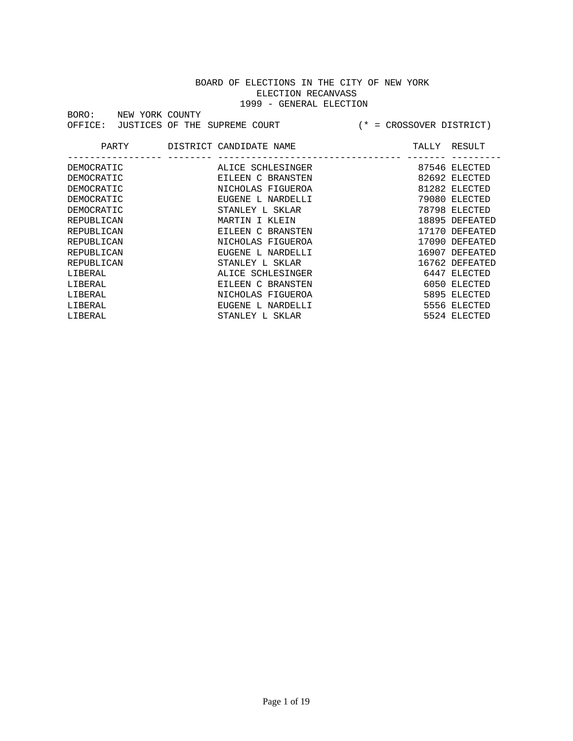BOARD OF ELECTIONS IN THE CITY OF NEW YORK
ELECTION RECANVASS
1999 - GENERAL ELECTION

BORO: NEW YORK COUNTY
OFFICE: JUSTICES OF THE SUPREME COURT (* = CROSSOVER DISTRICT)

| PARTY | DISTRICT | CANDIDATE NAME | TALLY | RESULT |
|---|---|---|---|---|
| DEMOCRATIC | | ALICE SCHLESINGER | 87546 | ELECTED |
| DEMOCRATIC | | EILEEN C BRANSTEN | 82692 | ELECTED |
| DEMOCRATIC | | NICHOLAS FIGUEROA | 81282 | ELECTED |
| DEMOCRATIC | | EUGENE L NARDELLI | 79080 | ELECTED |
| DEMOCRATIC | | STANLEY L SKLAR | 78798 | ELECTED |
| REPUBLICAN | | MARTIN I KLEIN | 18895 | DEFEATED |
| REPUBLICAN | | EILEEN C BRANSTEN | 17170 | DEFEATED |
| REPUBLICAN | | NICHOLAS FIGUEROA | 17090 | DEFEATED |
| REPUBLICAN | | EUGENE L NARDELLI | 16907 | DEFEATED |
| REPUBLICAN | | STANLEY L SKLAR | 16762 | DEFEATED |
| LIBERAL | | ALICE SCHLESINGER | 6447 | ELECTED |
| LIBERAL | | EILEEN C BRANSTEN | 6050 | ELECTED |
| LIBERAL | | NICHOLAS FIGUEROA | 5895 | ELECTED |
| LIBERAL | | EUGENE L NARDELLI | 5556 | ELECTED |
| LIBERAL | | STANLEY L SKLAR | 5524 | ELECTED |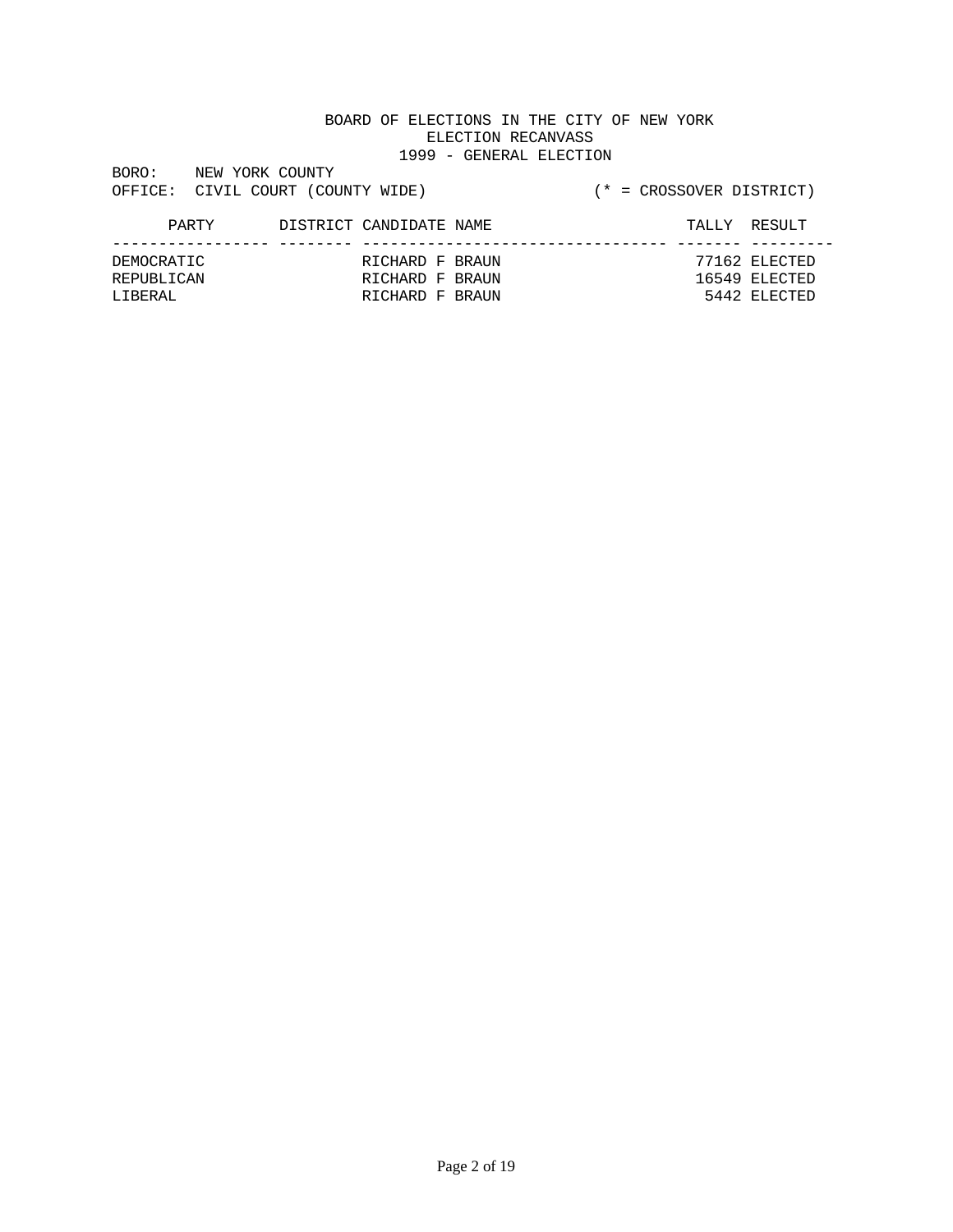BOARD OF ELECTIONS IN THE CITY OF NEW YORK
ELECTION RECANVASS
1999 - GENERAL ELECTION

BORO: NEW YORK COUNTY
OFFICE: CIVIL COURT (COUNTY WIDE) (* = CROSSOVER DISTRICT)

| PARTY | DISTRICT | CANDIDATE NAME | TALLY | RESULT |
| --- | --- | --- | --- | --- |
| DEMOCRATIC | | RICHARD F BRAUN | 77162 | ELECTED |
| REPUBLICAN | | RICHARD F BRAUN | 16549 | ELECTED |
| LIBERAL | | RICHARD F BRAUN | 5442 | ELECTED |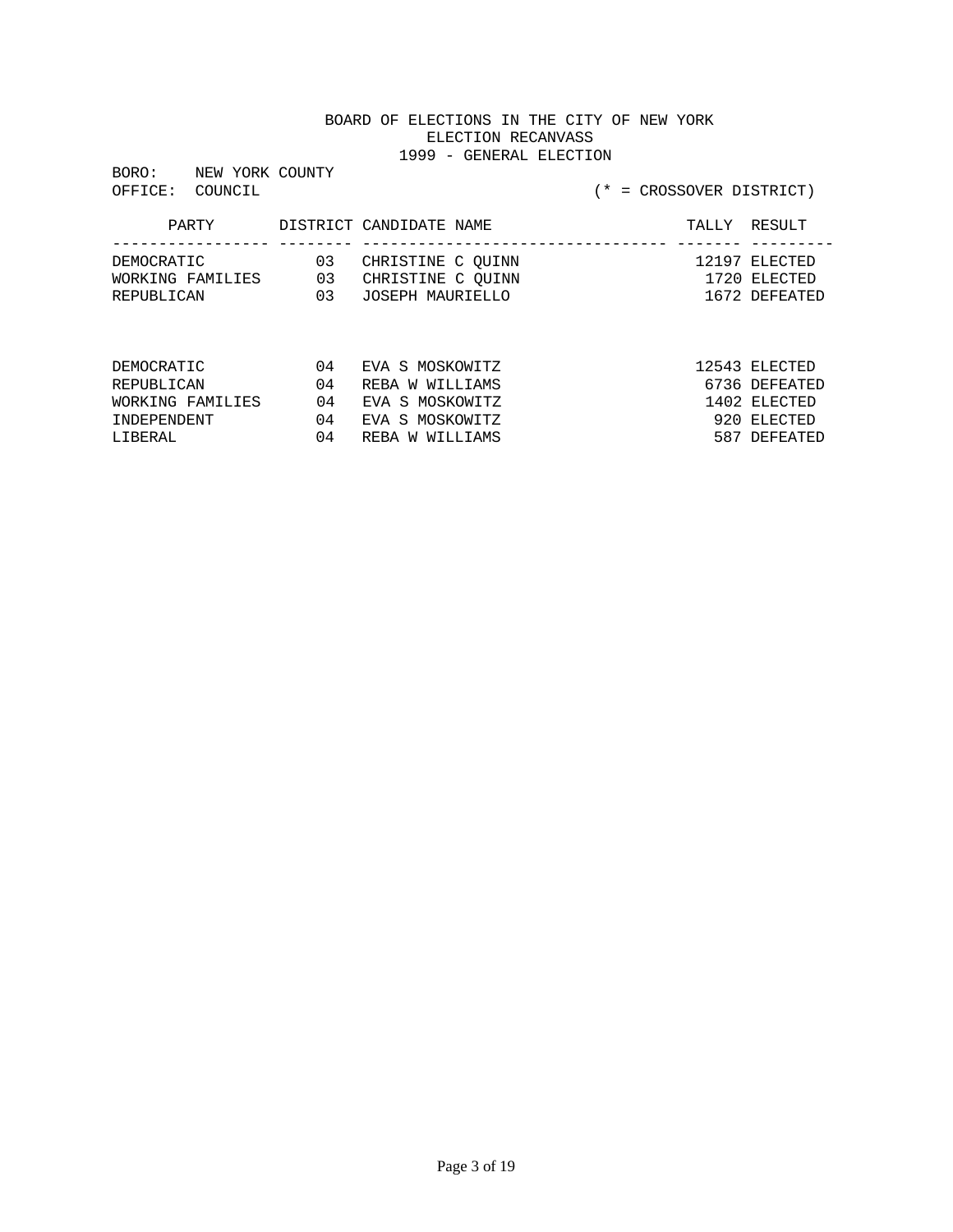BOARD OF ELECTIONS IN THE CITY OF NEW YORK
ELECTION RECANVASS
1999 - GENERAL ELECTION

BORO: NEW YORK COUNTY
OFFICE: COUNCIL (* = CROSSOVER DISTRICT)

| PARTY | DISTRICT | CANDIDATE NAME | TALLY | RESULT |
|---|---|---|---|---|
| DEMOCRATIC | 03 | CHRISTINE C QUINN | 12197 | ELECTED |
| WORKING FAMILIES | 03 | CHRISTINE C QUINN | 1720 | ELECTED |
| REPUBLICAN | 03 | JOSEPH MAURIELLO | 1672 | DEFEATED |
| | | | | |
| DEMOCRATIC | 04 | EVA S MOSKOWITZ | 12543 | ELECTED |
| REPUBLICAN | 04 | REBA W WILLIAMS | 6736 | DEFEATED |
| WORKING FAMILIES | 04 | EVA S MOSKOWITZ | 1402 | ELECTED |
| INDEPENDENT | 04 | EVA S MOSKOWITZ | 920 | ELECTED |
| LIBERAL | 04 | REBA W WILLIAMS | 587 | DEFEATED |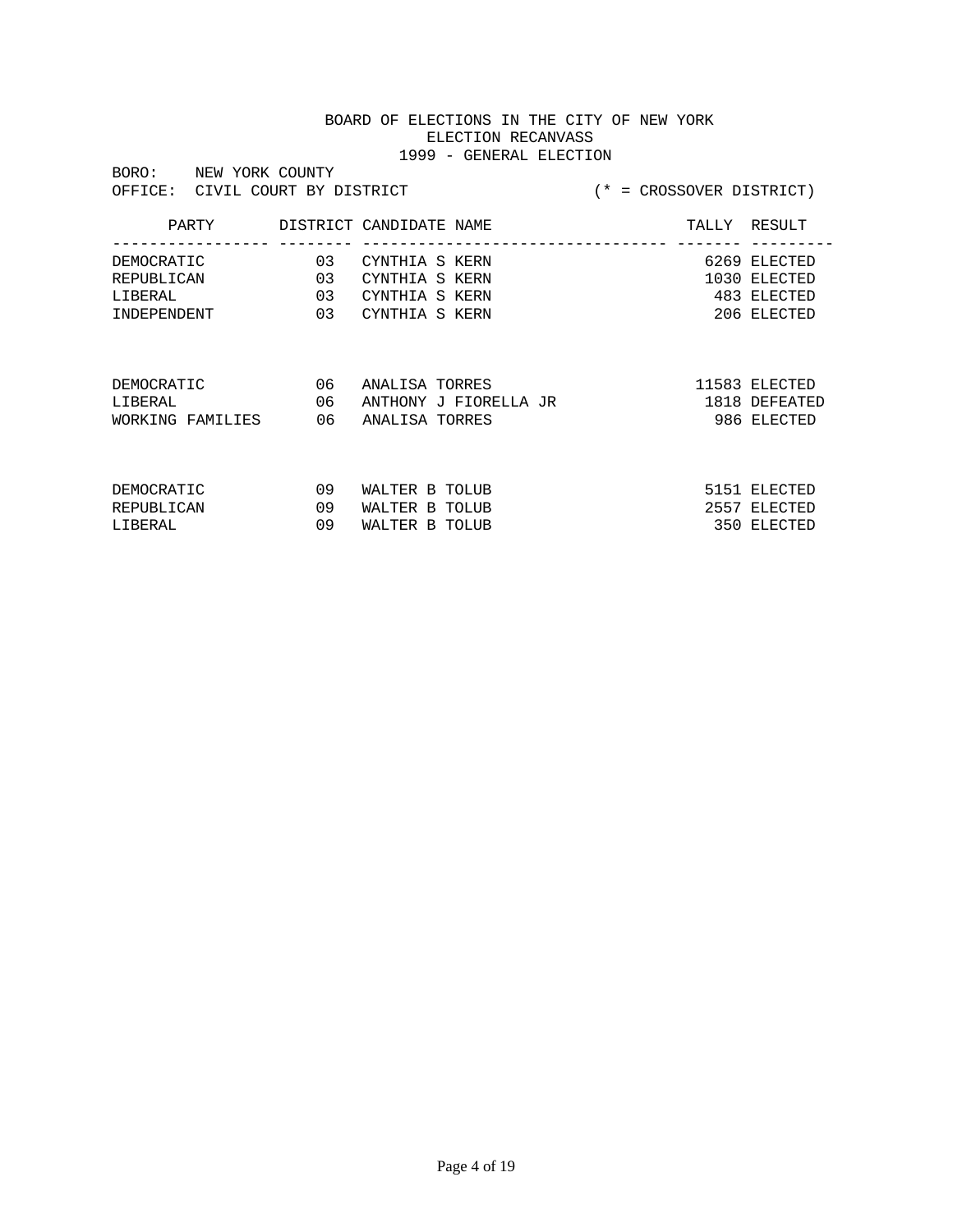BOARD OF ELECTIONS IN THE CITY OF NEW YORK
ELECTION RECANVASS
1999 - GENERAL ELECTION

BORO: NEW YORK COUNTY
OFFICE: CIVIL COURT BY DISTRICT (* = CROSSOVER DISTRICT)

| PARTY | DISTRICT | CANDIDATE NAME | TALLY | RESULT |
|---|---|---|---|---|
| DEMOCRATIC | 03 | CYNTHIA S KERN | 6269 | ELECTED |
| REPUBLICAN | 03 | CYNTHIA S KERN | 1030 | ELECTED |
| LIBERAL | 03 | CYNTHIA S KERN | 483 | ELECTED |
| INDEPENDENT | 03 | CYNTHIA S KERN | 206 | ELECTED |
| DEMOCRATIC | 06 | ANALISA TORRES | 11583 | ELECTED |
| LIBERAL | 06 | ANTHONY J FIORELLA JR | 1818 | DEFEATED |
| WORKING FAMILIES | 06 | ANALISA TORRES | 986 | ELECTED |
| DEMOCRATIC | 09 | WALTER B TOLUB | 5151 | ELECTED |
| REPUBLICAN | 09 | WALTER B TOLUB | 2557 | ELECTED |
| LIBERAL | 09 | WALTER B TOLUB | 350 | ELECTED |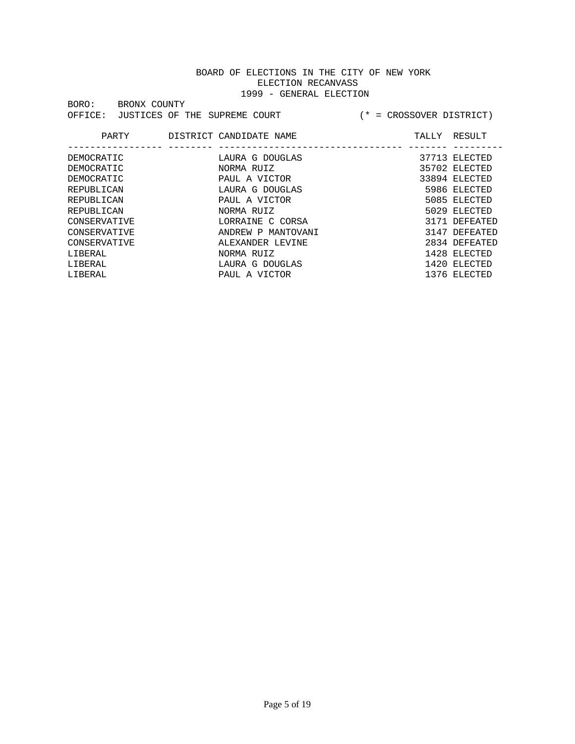BOARD OF ELECTIONS IN THE CITY OF NEW YORK
ELECTION RECANVASS
1999 - GENERAL ELECTION

BORO: BRONX COUNTY
OFFICE: JUSTICES OF THE SUPREME COURT (* = CROSSOVER DISTRICT)

| PARTY | DISTRICT | CANDIDATE NAME | TALLY | RESULT |
|---|---|---|---|---|
| DEMOCRATIC | | LAURA G DOUGLAS | 37713 | ELECTED |
| DEMOCRATIC | | NORMA RUIZ | 35702 | ELECTED |
| DEMOCRATIC | | PAUL A VICTOR | 33894 | ELECTED |
| REPUBLICAN | | LAURA G DOUGLAS | 5986 | ELECTED |
| REPUBLICAN | | PAUL A VICTOR | 5085 | ELECTED |
| REPUBLICAN | | NORMA RUIZ | 5029 | ELECTED |
| CONSERVATIVE | | LORRAINE C CORSA | 3171 | DEFEATED |
| CONSERVATIVE | | ANDREW P MANTOVANI | 3147 | DEFEATED |
| CONSERVATIVE | | ALEXANDER LEVINE | 2834 | DEFEATED |
| LIBERAL | | NORMA RUIZ | 1428 | ELECTED |
| LIBERAL | | LAURA G DOUGLAS | 1420 | ELECTED |
| LIBERAL | | PAUL A VICTOR | 1376 | ELECTED |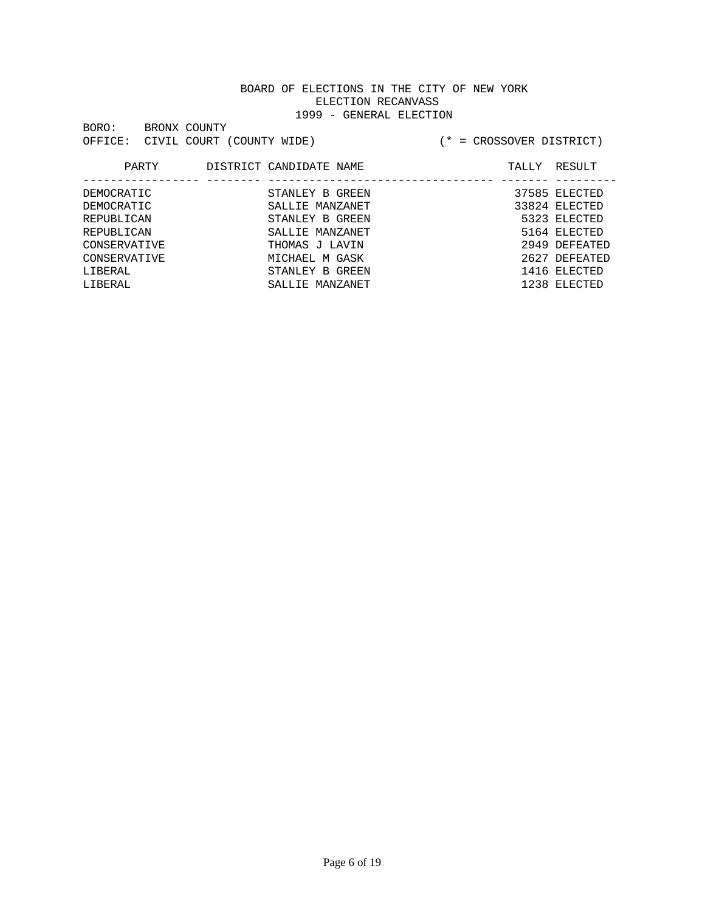BOARD OF ELECTIONS IN THE CITY OF NEW YORK
ELECTION RECANVASS
1999 - GENERAL ELECTION

BORO: BRONX COUNTY
OFFICE: CIVIL COURT (COUNTY WIDE) (* = CROSSOVER DISTRICT)

| PARTY | DISTRICT | CANDIDATE NAME | TALLY | RESULT |
|---|---|---|---|---|
| DEMOCRATIC | | STANLEY B GREEN | 37585 | ELECTED |
| DEMOCRATIC | | SALLIE MANZANET | 33824 | ELECTED |
| REPUBLICAN | | STANLEY B GREEN | 5323 | ELECTED |
| REPUBLICAN | | SALLIE MANZANET | 5164 | ELECTED |
| CONSERVATIVE | | THOMAS J LAVIN | 2949 | DEFEATED |
| CONSERVATIVE | | MICHAEL M GASK | 2627 | DEFEATED |
| LIBERAL | | STANLEY B GREEN | 1416 | ELECTED |
| LIBERAL | | SALLIE MANZANET | 1238 | ELECTED |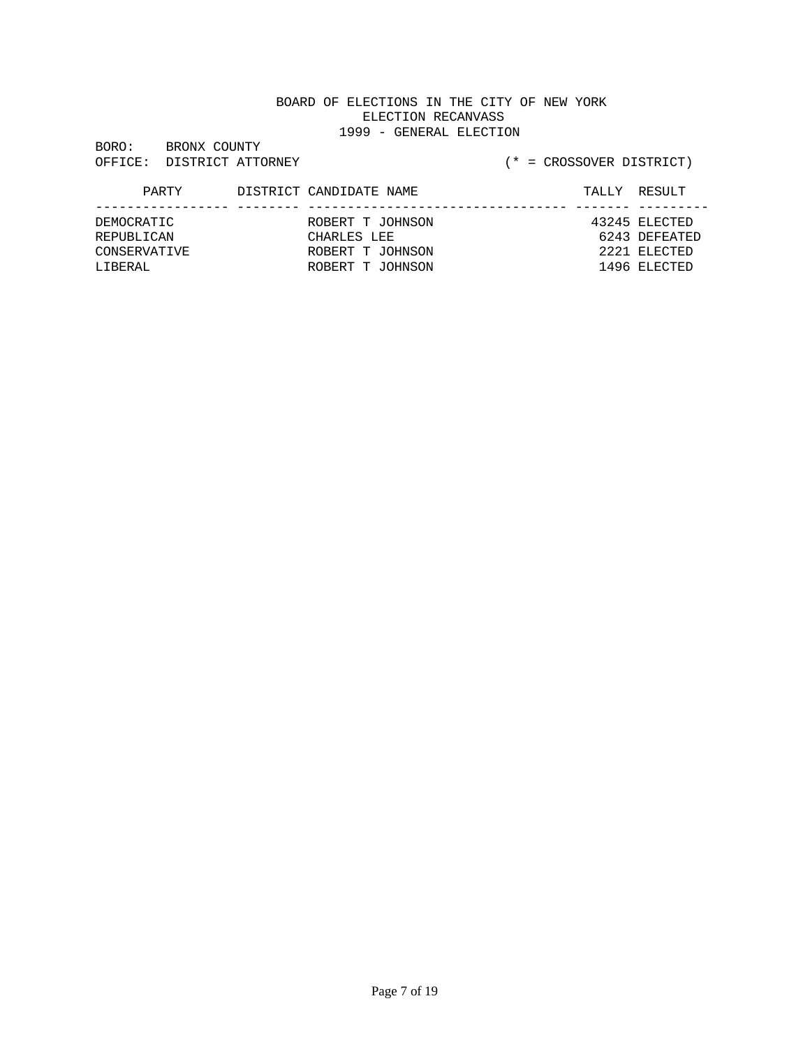BOARD OF ELECTIONS IN THE CITY OF NEW YORK
ELECTION RECANVASS
1999 - GENERAL ELECTION

BORO: BRONX COUNTY
OFFICE: DISTRICT ATTORNEY (* = CROSSOVER DISTRICT)

| PARTY | DISTRICT | CANDIDATE NAME | TALLY | RESULT |
|---|---|---|---|---|
| DEMOCRATIC | | ROBERT T JOHNSON | 43245 | ELECTED |
| REPUBLICAN | | CHARLES LEE | 6243 | DEFEATED |
| CONSERVATIVE | | ROBERT T JOHNSON | 2221 | ELECTED |
| LIBERAL | | ROBERT T JOHNSON | 1496 | ELECTED |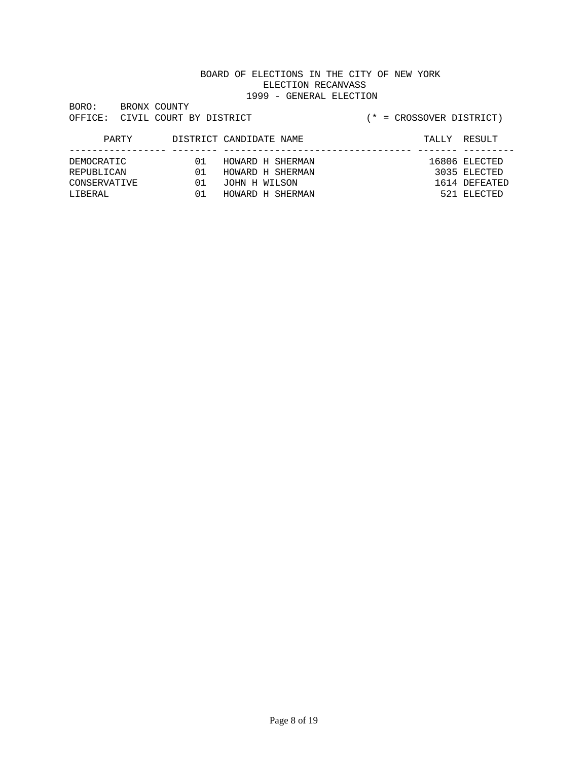BOARD OF ELECTIONS IN THE CITY OF NEW YORK
ELECTION RECANVASS
1999 - GENERAL ELECTION

BORO: BRONX COUNTY
OFFICE: CIVIL COURT BY DISTRICT (* = CROSSOVER DISTRICT)

| PARTY | DISTRICT | CANDIDATE NAME | TALLY | RESULT |
|---|---|---|---|---|
| DEMOCRATIC | 01 | HOWARD H SHERMAN | 16806 | ELECTED |
| REPUBLICAN | 01 | HOWARD H SHERMAN | 3035 | ELECTED |
| CONSERVATIVE | 01 | JOHN H WILSON | 1614 | DEFEATED |
| LIBERAL | 01 | HOWARD H SHERMAN | 521 | ELECTED |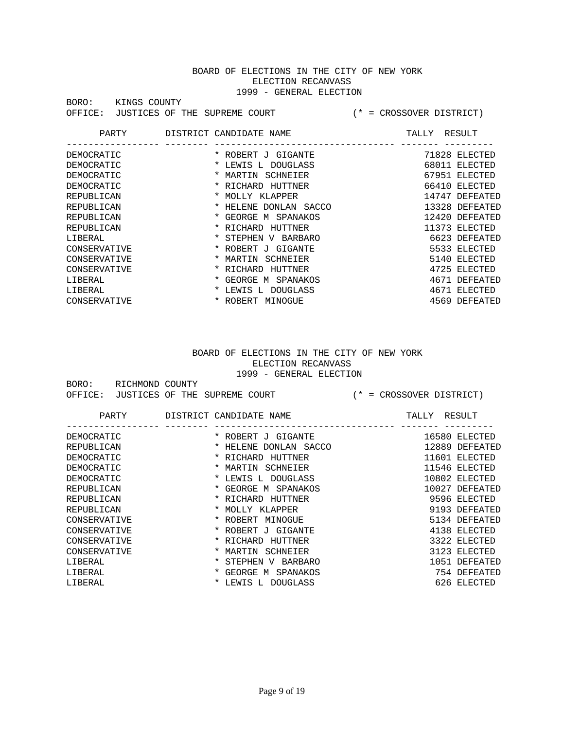BOARD OF ELECTIONS IN THE CITY OF NEW YORK
ELECTION RECANVASS
1999 - GENERAL ELECTION

BORO: KINGS COUNTY
OFFICE: JUSTICES OF THE SUPREME COURT (* = CROSSOVER DISTRICT)

| PARTY | DISTRICT | CANDIDATE NAME | TALLY | RESULT |
|---|---|---|---|---|
| DEMOCRATIC | * | ROBERT J GIGANTE | 71828 | ELECTED |
| DEMOCRATIC | * | LEWIS L DOUGLASS | 68011 | ELECTED |
| DEMOCRATIC | * | MARTIN SCHNEIER | 67951 | ELECTED |
| DEMOCRATIC | * | RICHARD HUTTNER | 66410 | ELECTED |
| REPUBLICAN | * | MOLLY KLAPPER | 14747 | DEFEATED |
| REPUBLICAN | * | HELENE DONLAN SACCO | 13328 | DEFEATED |
| REPUBLICAN | * | GEORGE M SPANAKOS | 12420 | DEFEATED |
| REPUBLICAN | * | RICHARD HUTTNER | 11373 | ELECTED |
| LIBERAL | * | STEPHEN V BARBARO | 6623 | DEFEATED |
| CONSERVATIVE | * | ROBERT J GIGANTE | 5533 | ELECTED |
| CONSERVATIVE | * | MARTIN SCHNEIER | 5140 | ELECTED |
| CONSERVATIVE | * | RICHARD HUTTNER | 4725 | ELECTED |
| LIBERAL | * | GEORGE M SPANAKOS | 4671 | DEFEATED |
| LIBERAL | * | LEWIS L DOUGLASS | 4671 | ELECTED |
| CONSERVATIVE | * | ROBERT MINOGUE | 4569 | DEFEATED |

BOARD OF ELECTIONS IN THE CITY OF NEW YORK
ELECTION RECANVASS
1999 - GENERAL ELECTION

BORO: RICHMOND COUNTY
OFFICE: JUSTICES OF THE SUPREME COURT (* = CROSSOVER DISTRICT)

| PARTY | DISTRICT | CANDIDATE NAME | TALLY | RESULT |
|---|---|---|---|---|
| DEMOCRATIC | * | ROBERT J GIGANTE | 16580 | ELECTED |
| REPUBLICAN | * | HELENE DONLAN SACCO | 12889 | DEFEATED |
| DEMOCRATIC | * | RICHARD HUTTNER | 11601 | ELECTED |
| DEMOCRATIC | * | MARTIN SCHNEIER | 11546 | ELECTED |
| DEMOCRATIC | * | LEWIS L DOUGLASS | 10802 | ELECTED |
| REPUBLICAN | * | GEORGE M SPANAKOS | 10027 | DEFEATED |
| REPUBLICAN | * | RICHARD HUTTNER | 9596 | ELECTED |
| REPUBLICAN | * | MOLLY KLAPPER | 9193 | DEFEATED |
| CONSERVATIVE | * | ROBERT MINOGUE | 5134 | DEFEATED |
| CONSERVATIVE | * | ROBERT J GIGANTE | 4138 | ELECTED |
| CONSERVATIVE | * | RICHARD HUTTNER | 3322 | ELECTED |
| CONSERVATIVE | * | MARTIN SCHNEIER | 3123 | ELECTED |
| LIBERAL | * | STEPHEN V BARBARO | 1051 | DEFEATED |
| LIBERAL | * | GEORGE M SPANAKOS | 754 | DEFEATED |
| LIBERAL | * | LEWIS L DOUGLASS | 626 | ELECTED |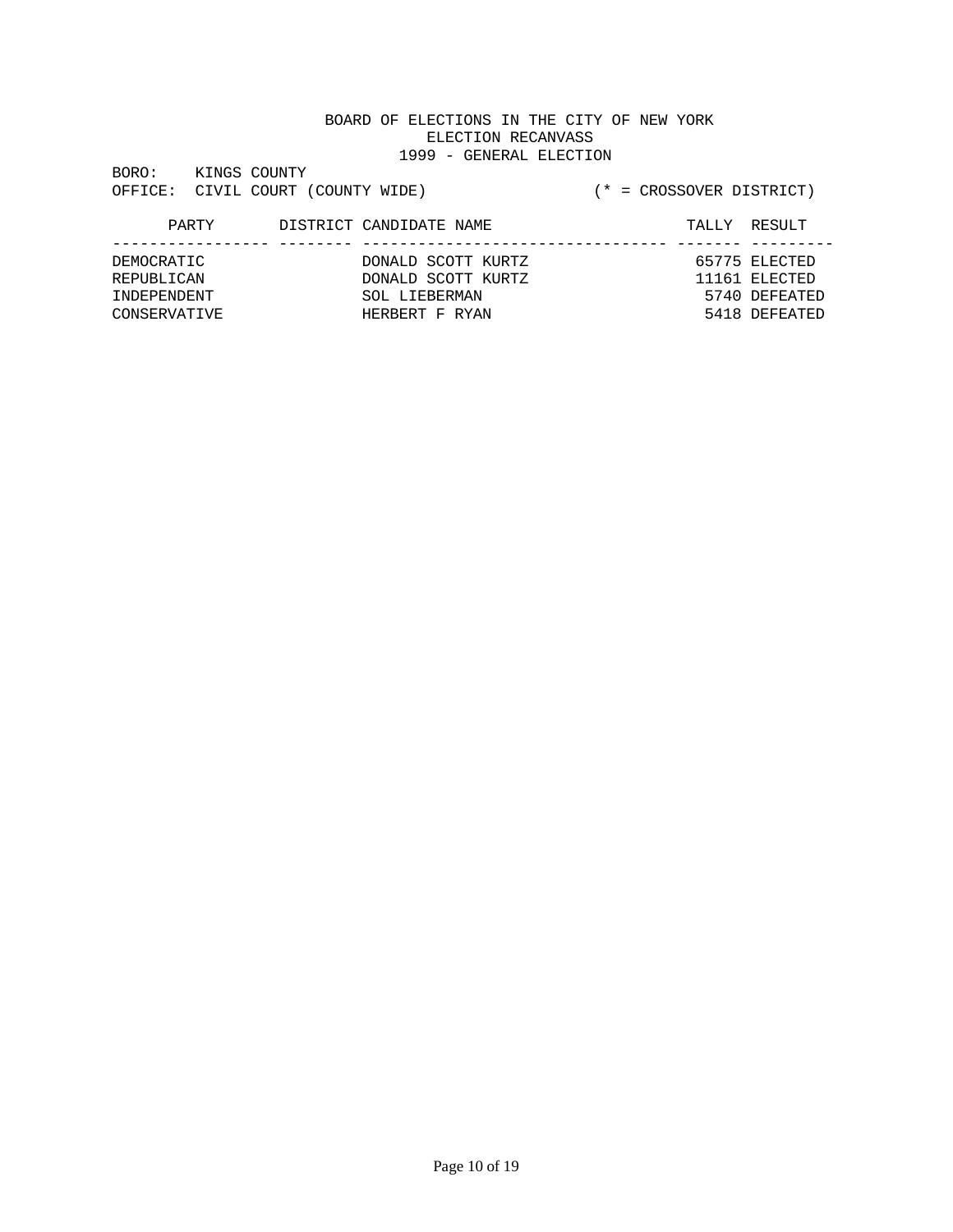BOARD OF ELECTIONS IN THE CITY OF NEW YORK
ELECTION RECANVASS
1999 - GENERAL ELECTION

BORO: KINGS COUNTY
OFFICE: CIVIL COURT (COUNTY WIDE) (* = CROSSOVER DISTRICT)

| PARTY | DISTRICT | CANDIDATE NAME | TALLY | RESULT |
|---|---|---|---|---|
| DEMOCRATIC | | DONALD SCOTT KURTZ | 65775 | ELECTED |
| REPUBLICAN | | DONALD SCOTT KURTZ | 11161 | ELECTED |
| INDEPENDENT | | SOL LIEBERMAN | 5740 | DEFEATED |
| CONSERVATIVE | | HERBERT F RYAN | 5418 | DEFEATED |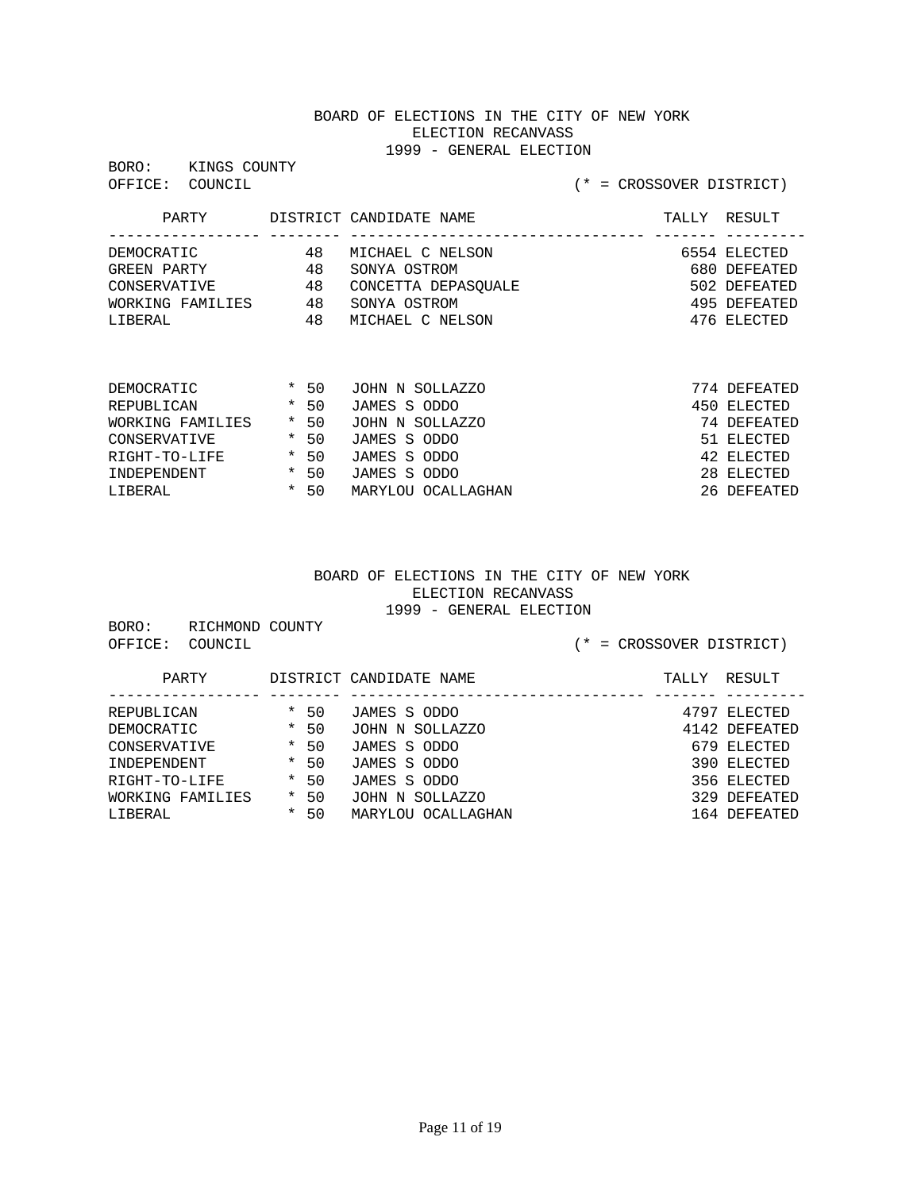BOARD OF ELECTIONS IN THE CITY OF NEW YORK
ELECTION RECANVASS
1999 - GENERAL ELECTION

BORO: KINGS COUNTY
OFFICE: COUNCIL

(* = CROSSOVER DISTRICT)

| PARTY | DISTRICT | CANDIDATE NAME | TALLY | RESULT |
|---|---|---|---|---|
| DEMOCRATIC | 48 | MICHAEL C NELSON | 6554 | ELECTED |
| GREEN PARTY | 48 | SONYA OSTROM | 680 | DEFEATED |
| CONSERVATIVE | 48 | CONCETTA DEPASQUALE | 502 | DEFEATED |
| WORKING FAMILIES | 48 | SONYA OSTROM | 495 | DEFEATED |
| LIBERAL | 48 | MICHAEL C NELSON | 476 | ELECTED |
| | | | | |
| DEMOCRATIC | * 50 | JOHN N SOLLAZZO | 774 | DEFEATED |
| REPUBLICAN | * 50 | JAMES S ODDO | 450 | ELECTED |
| WORKING FAMILIES | * 50 | JOHN N SOLLAZZO | 74 | DEFEATED |
| CONSERVATIVE | * 50 | JAMES S ODDO | 51 | ELECTED |
| RIGHT-TO-LIFE | * 50 | JAMES S ODDO | 42 | ELECTED |
| INDEPENDENT | * 50 | JAMES S ODDO | 28 | ELECTED |
| LIBERAL | * 50 | MARYLOU OCALLAGHAN | 26 | DEFEATED |

BOARD OF ELECTIONS IN THE CITY OF NEW YORK
ELECTION RECANVASS
1999 - GENERAL ELECTION

BORO: RICHMOND COUNTY
OFFICE: COUNCIL

(* = CROSSOVER DISTRICT)

| PARTY | DISTRICT | CANDIDATE NAME | TALLY | RESULT |
|---|---|---|---|---|
| REPUBLICAN | * 50 | JAMES S ODDO | 4797 | ELECTED |
| DEMOCRATIC | * 50 | JOHN N SOLLAZZO | 4142 | DEFEATED |
| CONSERVATIVE | * 50 | JAMES S ODDO | 679 | ELECTED |
| INDEPENDENT | * 50 | JAMES S ODDO | 390 | ELECTED |
| RIGHT-TO-LIFE | * 50 | JAMES S ODDO | 356 | ELECTED |
| WORKING FAMILIES | * 50 | JOHN N SOLLAZZO | 329 | DEFEATED |
| LIBERAL | * 50 | MARYLOU OCALLAGHAN | 164 | DEFEATED |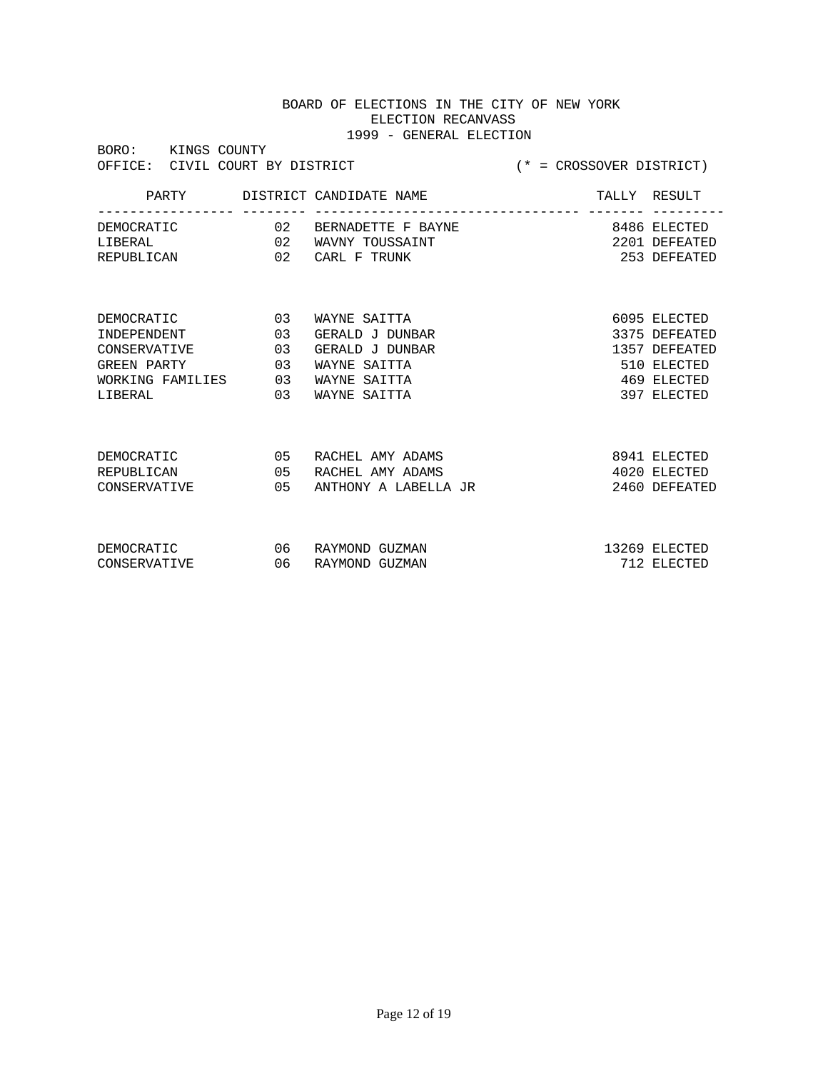BOARD OF ELECTIONS IN THE CITY OF NEW YORK
ELECTION RECANVASS
1999 - GENERAL ELECTION

BORO: KINGS COUNTY
OFFICE: CIVIL COURT BY DISTRICT (* = CROSSOVER DISTRICT)

| PARTY | DISTRICT | CANDIDATE NAME | TALLY | RESULT |
|---|---|---|---|---|
| DEMOCRATIC | 02 | BERNADETTE F BAYNE | 8486 | ELECTED |
| LIBERAL | 02 | WAVNY TOUSSAINT | 2201 | DEFEATED |
| REPUBLICAN | 02 | CARL F TRUNK | 253 | DEFEATED |
| DEMOCRATIC | 03 | WAYNE SAITTA | 6095 | ELECTED |
| INDEPENDENT | 03 | GERALD J DUNBAR | 3375 | DEFEATED |
| CONSERVATIVE | 03 | GERALD J DUNBAR | 1357 | DEFEATED |
| GREEN PARTY | 03 | WAYNE SAITTA | 510 | ELECTED |
| WORKING FAMILIES | 03 | WAYNE SAITTA | 469 | ELECTED |
| LIBERAL | 03 | WAYNE SAITTA | 397 | ELECTED |
| DEMOCRATIC | 05 | RACHEL AMY ADAMS | 8941 | ELECTED |
| REPUBLICAN | 05 | RACHEL AMY ADAMS | 4020 | ELECTED |
| CONSERVATIVE | 05 | ANTHONY A LABELLA JR | 2460 | DEFEATED |
| DEMOCRATIC | 06 | RAYMOND GUZMAN | 13269 | ELECTED |
| CONSERVATIVE | 06 | RAYMOND GUZMAN | 712 | ELECTED |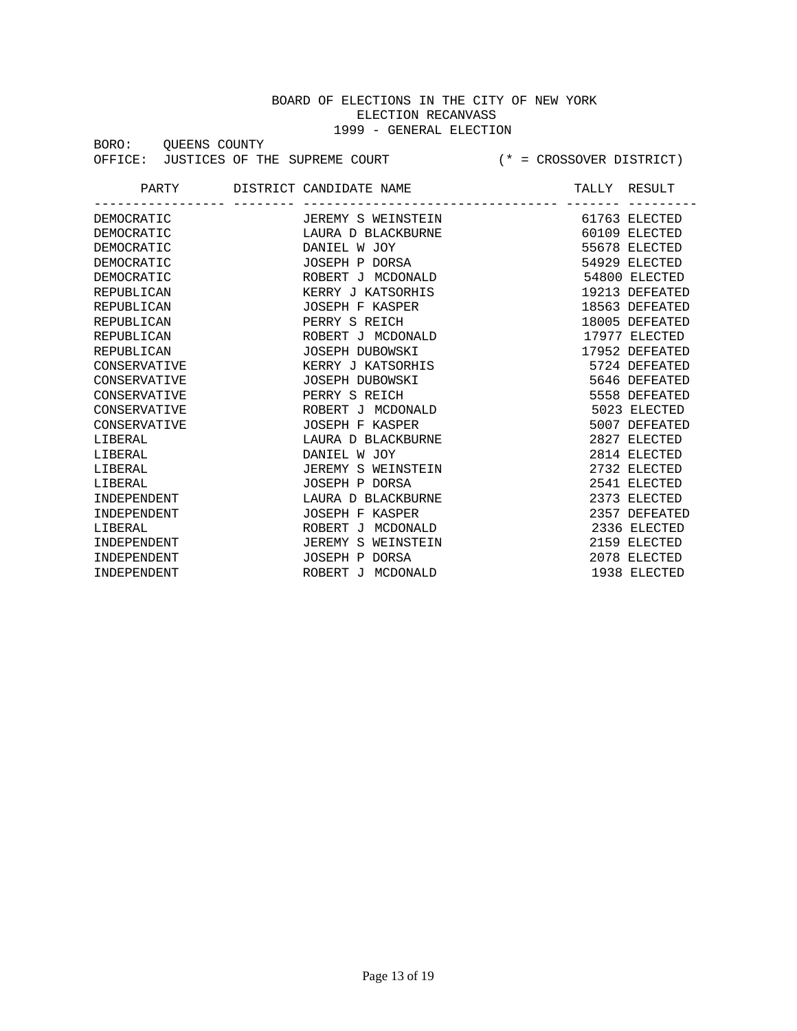BOARD OF ELECTIONS IN THE CITY OF NEW YORK
ELECTION RECANVASS
1999 - GENERAL ELECTION

BORO: QUEENS COUNTY
OFFICE: JUSTICES OF THE SUPREME COURT (* = CROSSOVER DISTRICT)

| PARTY | DISTRICT | CANDIDATE NAME | TALLY | RESULT |
|---|---|---|---|---|
| DEMOCRATIC | | JEREMY S WEINSTEIN | 61763 | ELECTED |
| DEMOCRATIC | | LAURA D BLACKBURNE | 60109 | ELECTED |
| DEMOCRATIC | | DANIEL W JOY | 55678 | ELECTED |
| DEMOCRATIC | | JOSEPH P DORSA | 54929 | ELECTED |
| DEMOCRATIC | | ROBERT J MCDONALD | 54800 | ELECTED |
| REPUBLICAN | | KERRY J KATSORHIS | 19213 | DEFEATED |
| REPUBLICAN | | JOSEPH F KASPER | 18563 | DEFEATED |
| REPUBLICAN | | PERRY S REICH | 18005 | DEFEATED |
| REPUBLICAN | | ROBERT J MCDONALD | 17977 | ELECTED |
| REPUBLICAN | | JOSEPH DUBOWSKI | 17952 | DEFEATED |
| CONSERVATIVE | | KERRY J KATSORHIS | 5724 | DEFEATED |
| CONSERVATIVE | | JOSEPH DUBOWSKI | 5646 | DEFEATED |
| CONSERVATIVE | | PERRY S REICH | 5558 | DEFEATED |
| CONSERVATIVE | | ROBERT J MCDONALD | 5023 | ELECTED |
| CONSERVATIVE | | JOSEPH F KASPER | 5007 | DEFEATED |
| LIBERAL | | LAURA D BLACKBURNE | 2827 | ELECTED |
| LIBERAL | | DANIEL W JOY | 2814 | ELECTED |
| LIBERAL | | JEREMY S WEINSTEIN | 2732 | ELECTED |
| LIBERAL | | JOSEPH P DORSA | 2541 | ELECTED |
| INDEPENDENT | | LAURA D BLACKBURNE | 2373 | ELECTED |
| INDEPENDENT | | JOSEPH F KASPER | 2357 | DEFEATED |
| LIBERAL | | ROBERT J MCDONALD | 2336 | ELECTED |
| INDEPENDENT | | JEREMY S WEINSTEIN | 2159 | ELECTED |
| INDEPENDENT | | JOSEPH P DORSA | 2078 | ELECTED |
| INDEPENDENT | | ROBERT J MCDONALD | 1938 | ELECTED |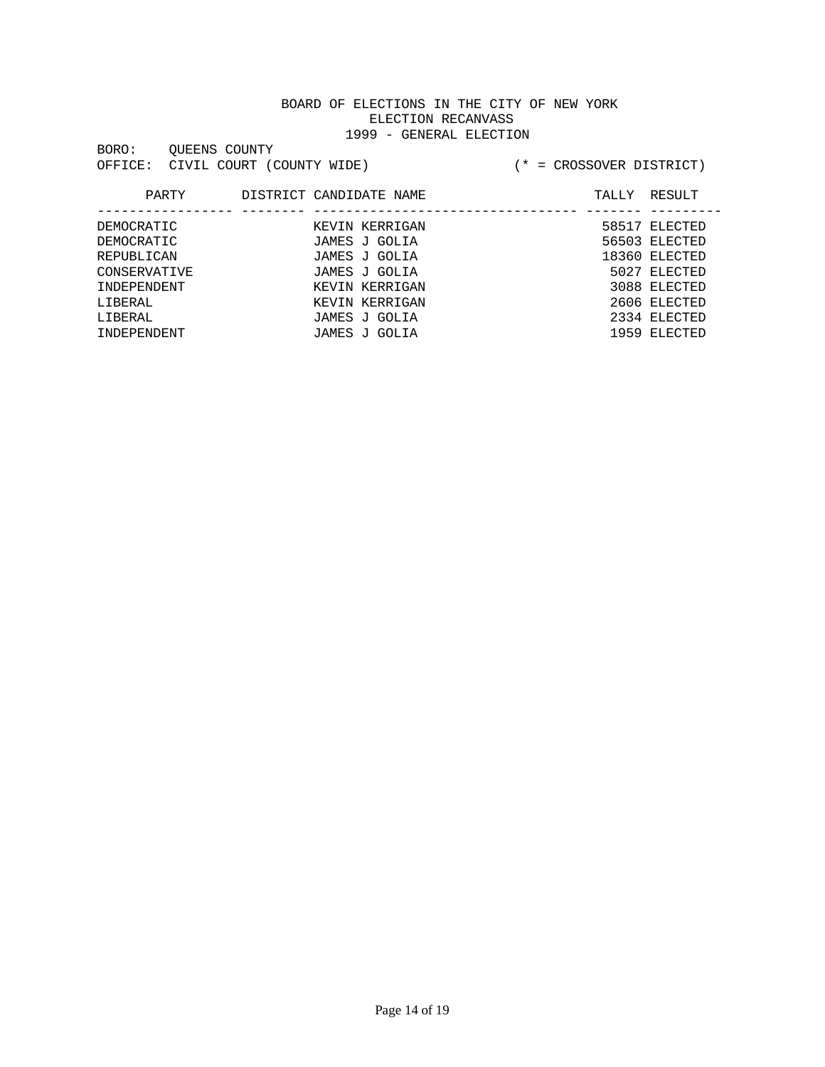BOARD OF ELECTIONS IN THE CITY OF NEW YORK
ELECTION RECANVASS
1999 - GENERAL ELECTION

BORO: QUEENS COUNTY
OFFICE: CIVIL COURT (COUNTY WIDE) (* = CROSSOVER DISTRICT)

| PARTY | DISTRICT | CANDIDATE NAME | TALLY | RESULT |
|---|---|---|---|---|
| DEMOCRATIC | | KEVIN KERRIGAN | 58517 | ELECTED |
| DEMOCRATIC | | JAMES J GOLIA | 56503 | ELECTED |
| REPUBLICAN | | JAMES J GOLIA | 18360 | ELECTED |
| CONSERVATIVE | | JAMES J GOLIA | 5027 | ELECTED |
| INDEPENDENT | | KEVIN KERRIGAN | 3088 | ELECTED |
| LIBERAL | | KEVIN KERRIGAN | 2606 | ELECTED |
| LIBERAL | | JAMES J GOLIA | 2334 | ELECTED |
| INDEPENDENT | | JAMES J GOLIA | 1959 | ELECTED |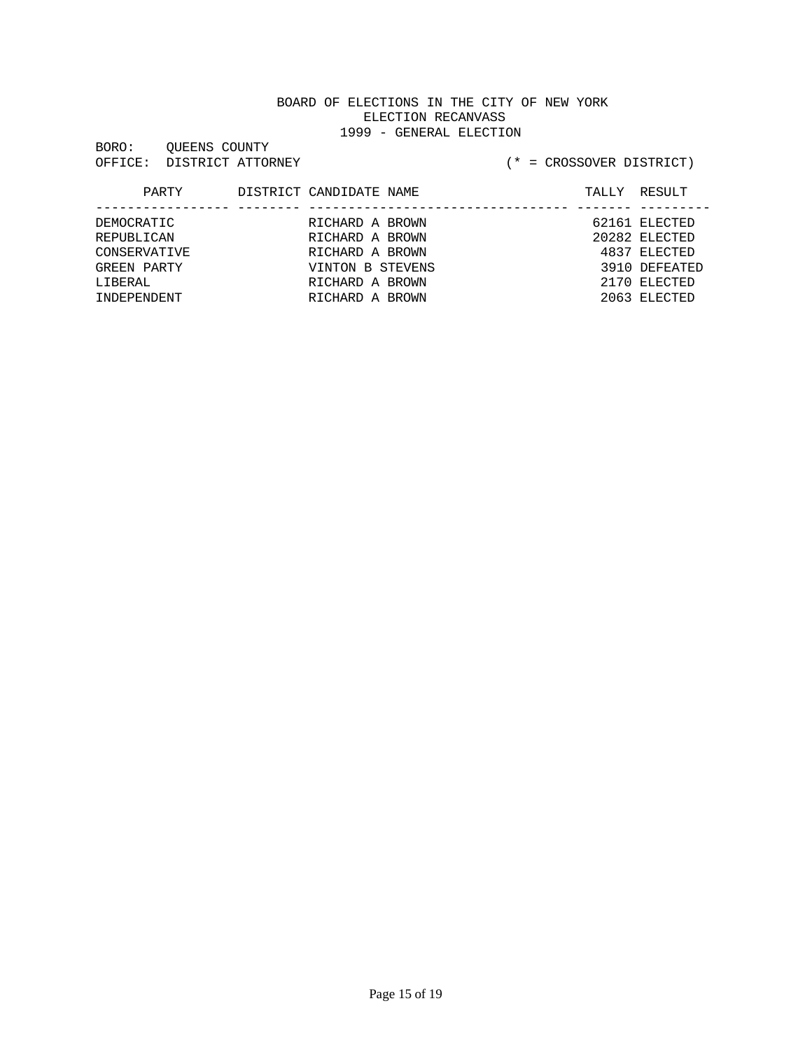BOARD OF ELECTIONS IN THE CITY OF NEW YORK
ELECTION RECANVASS
1999 - GENERAL ELECTION

BORO: QUEENS COUNTY
OFFICE: DISTRICT ATTORNEY (* = CROSSOVER DISTRICT)

| PARTY | DISTRICT | CANDIDATE NAME | TALLY | RESULT |
|---|---|---|---|---|
| DEMOCRATIC | | RICHARD A BROWN | 62161 | ELECTED |
| REPUBLICAN | | RICHARD A BROWN | 20282 | ELECTED |
| CONSERVATIVE | | RICHARD A BROWN | 4837 | ELECTED |
| GREEN PARTY | | VINTON B STEVENS | 3910 | DEFEATED |
| LIBERAL | | RICHARD A BROWN | 2170 | ELECTED |
| INDEPENDENT | | RICHARD A BROWN | 2063 | ELECTED |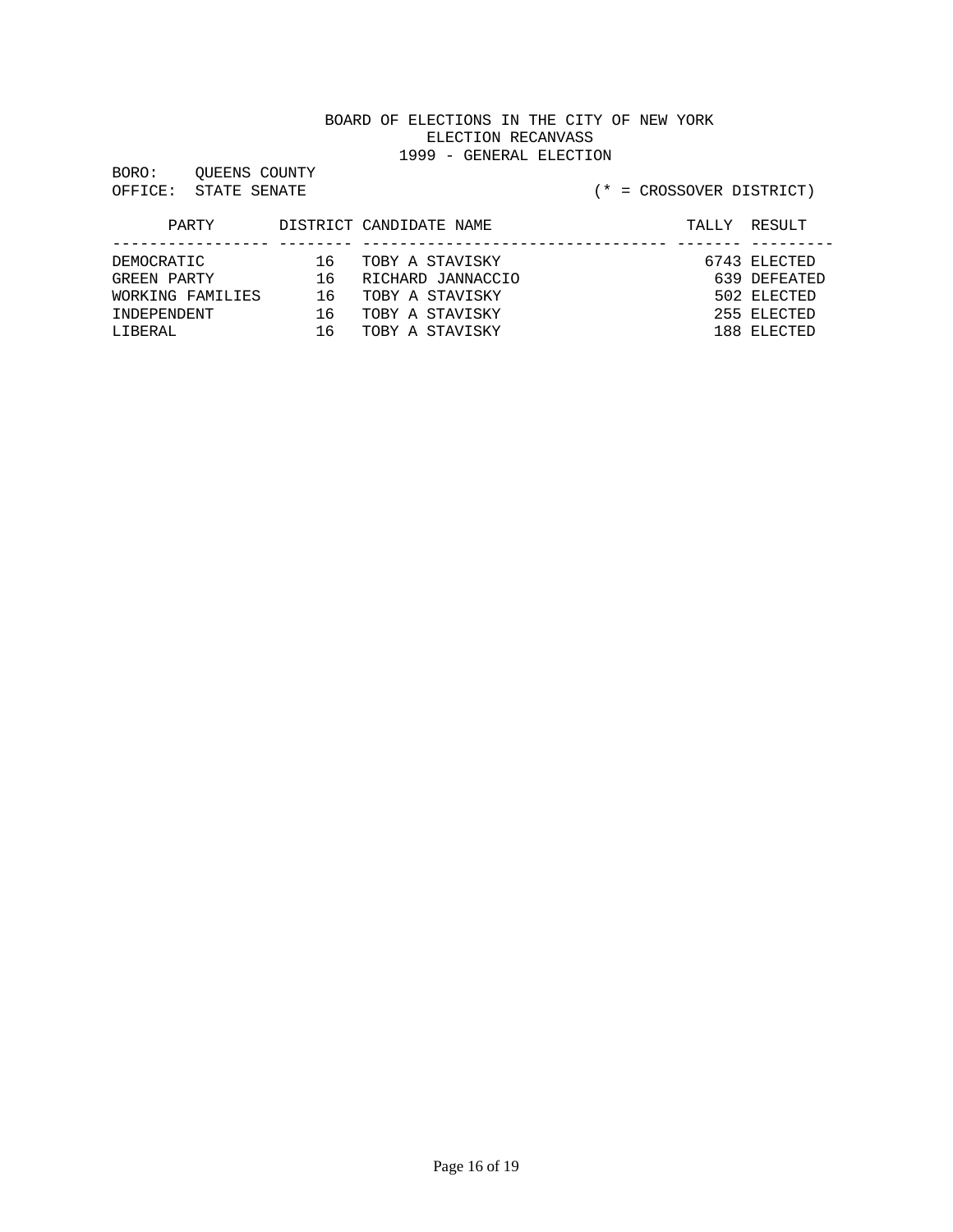BOARD OF ELECTIONS IN THE CITY OF NEW YORK
ELECTION RECANVASS
1999 - GENERAL ELECTION

BORO: QUEENS COUNTY
OFFICE: STATE SENATE (* = CROSSOVER DISTRICT)

| PARTY | DISTRICT | CANDIDATE NAME | TALLY | RESULT |
|---|---|---|---|---|
| DEMOCRATIC | 16 | TOBY A STAVISKY | 6743 | ELECTED |
| GREEN PARTY | 16 | RICHARD JANNACCIO | 639 | DEFEATED |
| WORKING FAMILIES | 16 | TOBY A STAVISKY | 502 | ELECTED |
| INDEPENDENT | 16 | TOBY A STAVISKY | 255 | ELECTED |
| LIBERAL | 16 | TOBY A STAVISKY | 188 | ELECTED |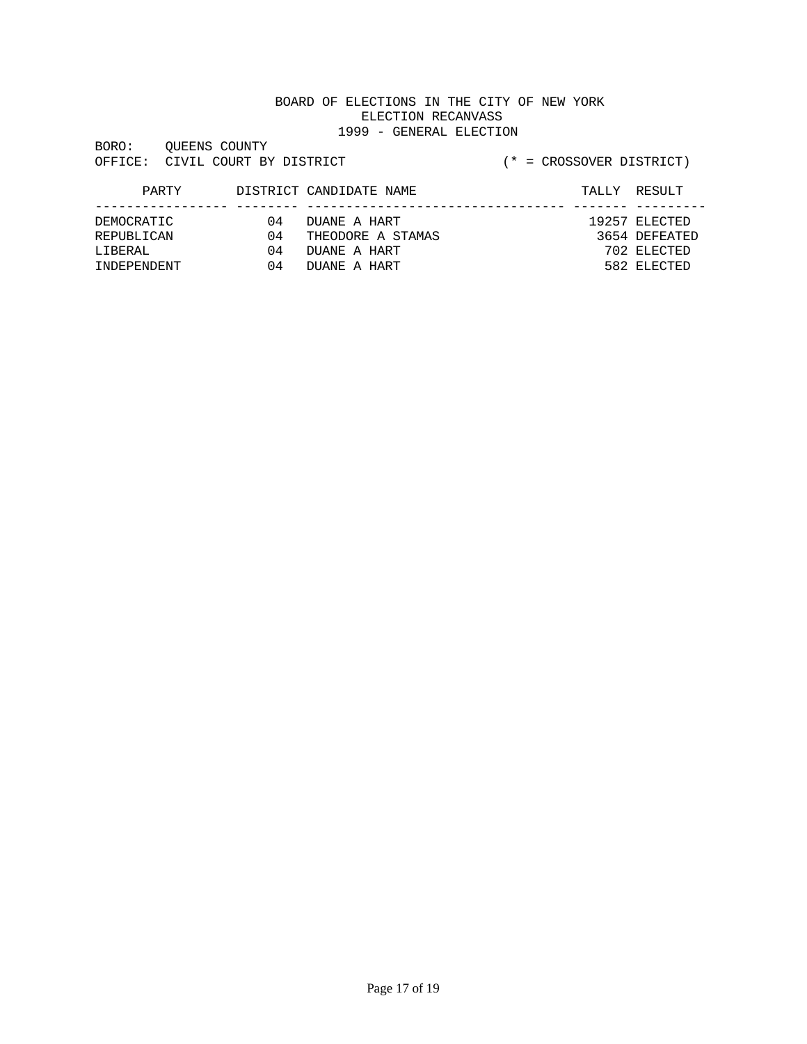BOARD OF ELECTIONS IN THE CITY OF NEW YORK
ELECTION RECANVASS
1999 - GENERAL ELECTION

BORO: QUEENS COUNTY
OFFICE: CIVIL COURT BY DISTRICT (* = CROSSOVER DISTRICT)

| PARTY | DISTRICT | CANDIDATE NAME | TALLY | RESULT |
|---|---|---|---|---|
| DEMOCRATIC | 04 | DUANE A HART | 19257 | ELECTED |
| REPUBLICAN | 04 | THEODORE A STAMAS | 3654 | DEFEATED |
| LIBERAL | 04 | DUANE A HART | 702 | ELECTED |
| INDEPENDENT | 04 | DUANE A HART | 582 | ELECTED |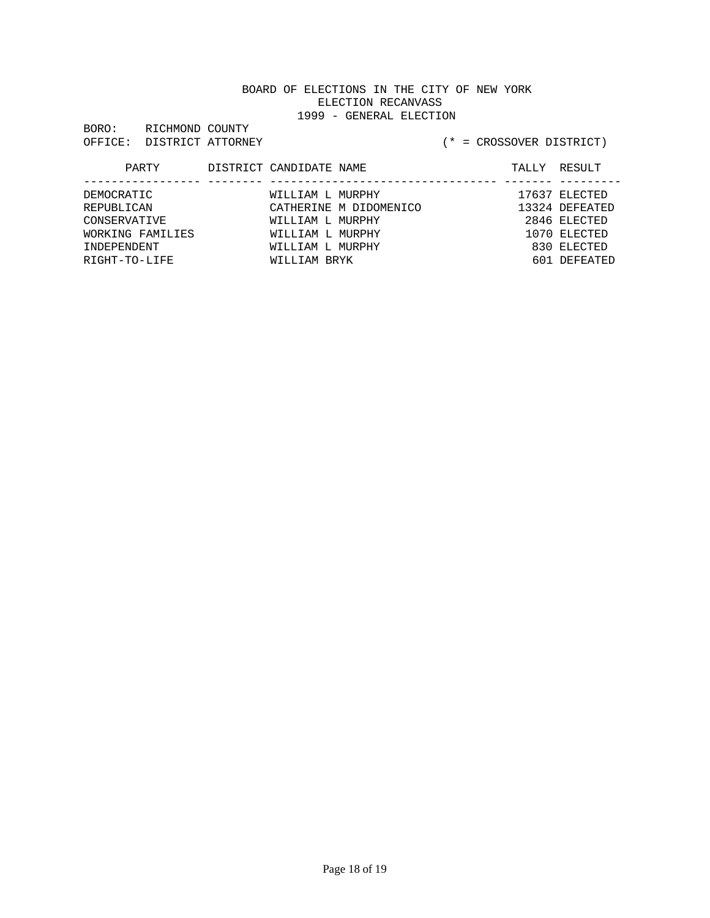BOARD OF ELECTIONS IN THE CITY OF NEW YORK
ELECTION RECANVASS
1999 - GENERAL ELECTION

BORO: RICHMOND COUNTY
OFFICE: DISTRICT ATTORNEY (* = CROSSOVER DISTRICT)

| PARTY | DISTRICT | CANDIDATE NAME | TALLY | RESULT |
|---|---|---|---|---|
| DEMOCRATIC | | WILLIAM L MURPHY | 17637 | ELECTED |
| REPUBLICAN | | CATHERINE M DIDOMENICO | 13324 | DEFEATED |
| CONSERVATIVE | | WILLIAM L MURPHY | 2846 | ELECTED |
| WORKING FAMILIES | | WILLIAM L MURPHY | 1070 | ELECTED |
| INDEPENDENT | | WILLIAM L MURPHY | 830 | ELECTED |
| RIGHT-TO-LIFE | | WILLIAM BRYK | 601 | DEFEATED |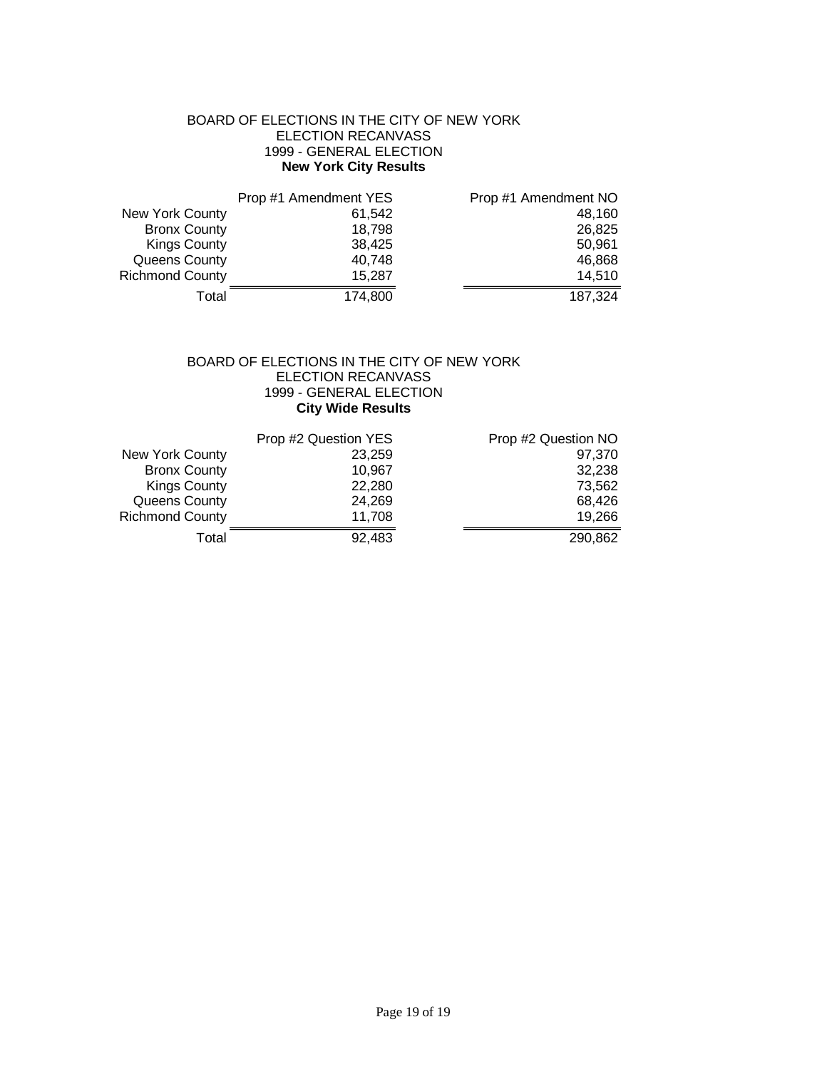BOARD OF ELECTIONS IN THE CITY OF NEW YORK
ELECTION RECANVASS
1999 - GENERAL ELECTION
**New York City Results**

| | Prop #1 Amendment YES | Prop #1 Amendment NO |
|---|---|---|
| New York County | 61,542 | 48,160 |
| Bronx County | 18,798 | 26,825 |
| Kings County | 38,425 | 50,961 |
| Queens County | 40,748 | 46,868 |
| Richmond County | 15,287 | 14,510 |
| Total | 174,800 | 187,324 |

BOARD OF ELECTIONS IN THE CITY OF NEW YORK
ELECTION RECANVASS
1999 - GENERAL ELECTION
**City Wide Results**

| | Prop #2 Question YES | Prop #2 Question NO |
|---|---|---|
| New York County | 23,259 | 97,370 |
| Bronx County | 10,967 | 32,238 |
| Kings County | 22,280 | 73,562 |
| Queens County | 24,269 | 68,426 |
| Richmond County | 11,708 | 19,266 |
| Total | 92,483 | 290,862 |